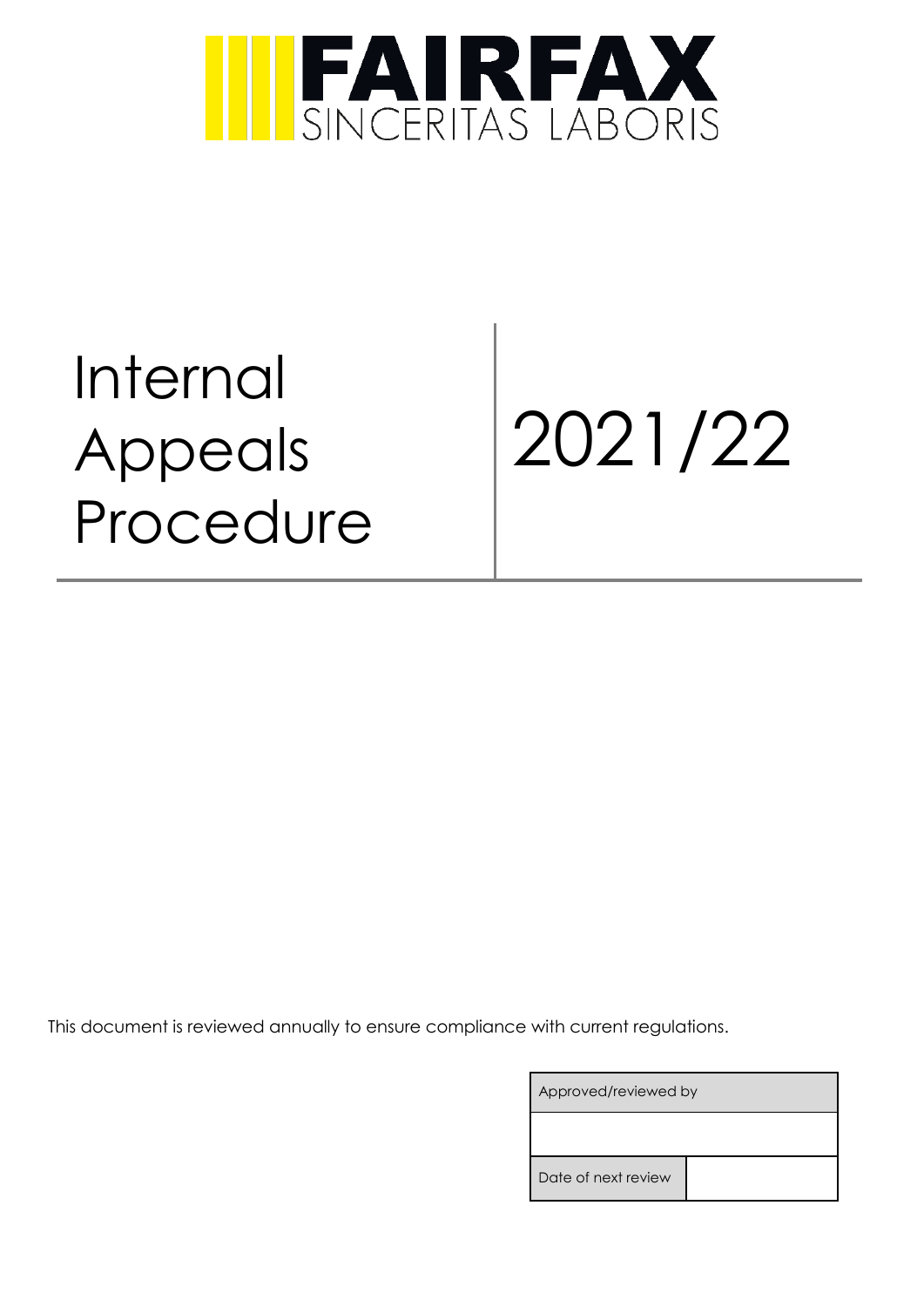# FAIRFAX

SINCERITAS LABORIS

# Internal Appeals Procedure

# 2021/22

This document is reviewed annually to ensure compliance with current regulations.

| Approved/reviewed by | |
| --- | --- |
| | |
| Date of next review | |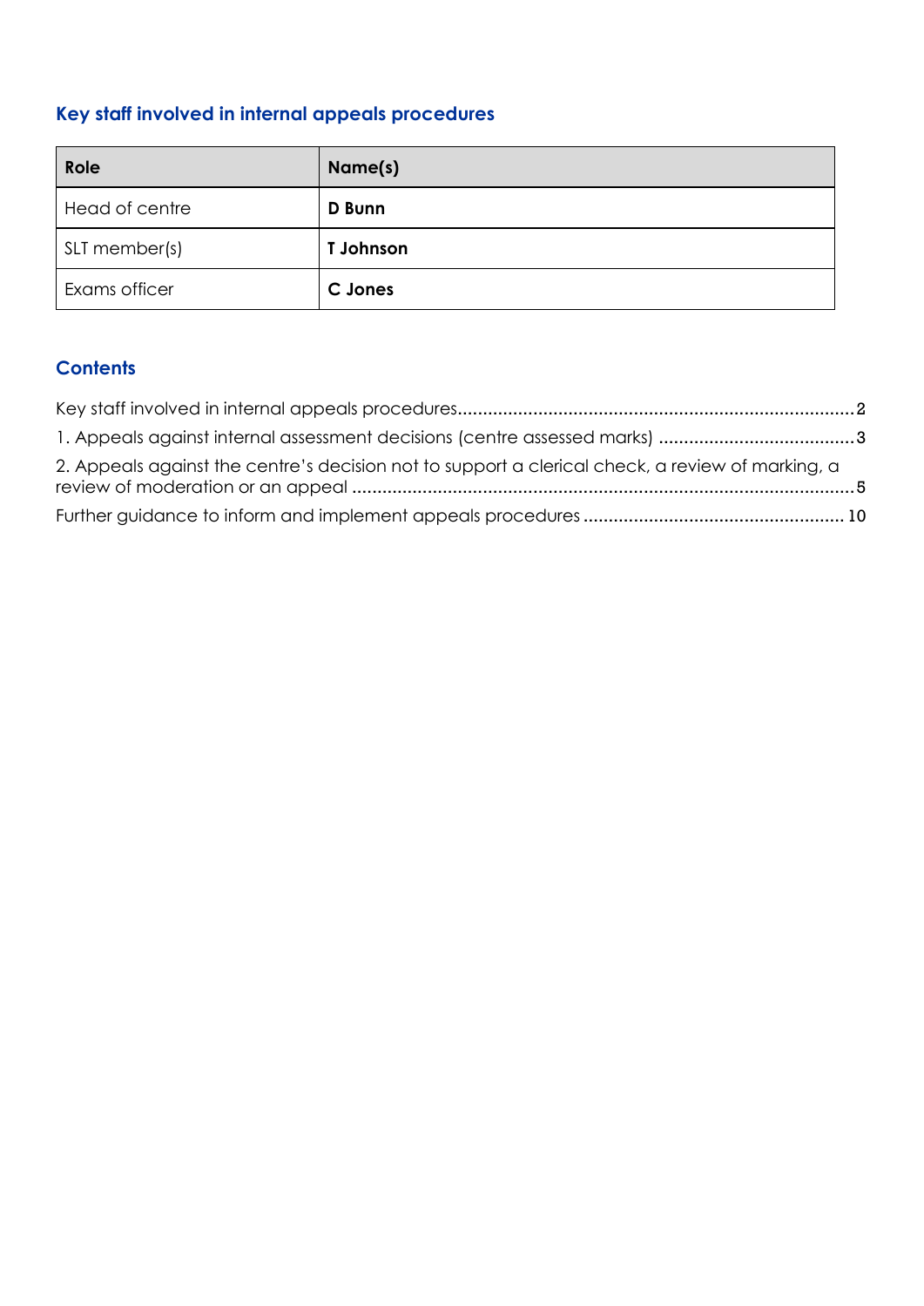## Key staff involved in internal appeals procedures

| Role | Name(s) |
|---|---|
| Head of centre | **D Bunn** |
| SLT member(s) | **T Johnson** |
| Exams officer | **C Jones** |

## Contents

Key staff involved in internal appeals procedures..........2
1. Appeals against internal assessment decisions (centre assessed marks)..........3
2. Appeals against the centre's decision not to support a clerical check, a review of marking, a review of moderation or an appeal..........5
Further guidance to inform and implement appeals procedures..........10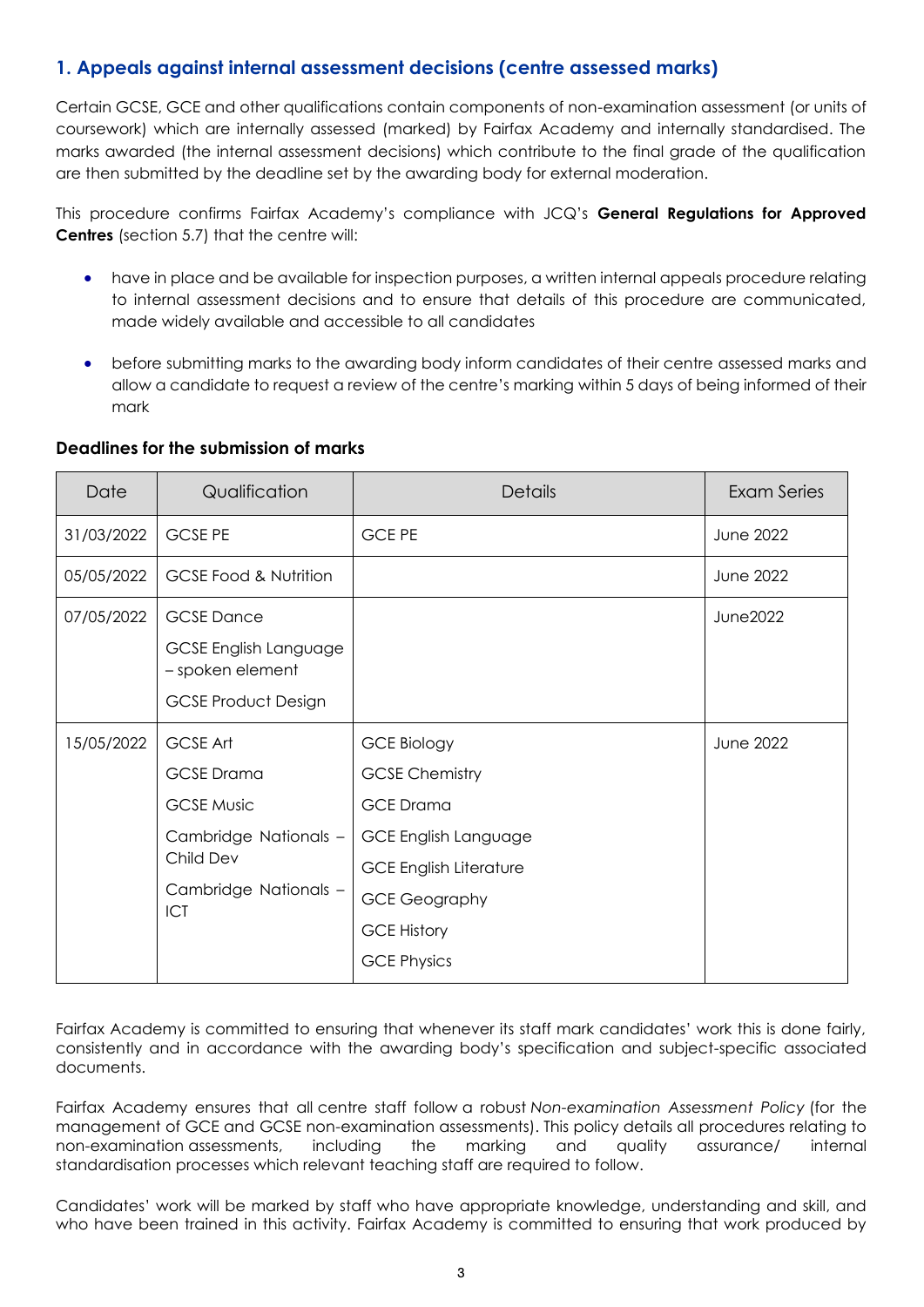## 1. Appeals against internal assessment decisions (centre assessed marks)

Certain GCSE, GCE and other qualifications contain components of non-examination assessment (or units of coursework) which are internally assessed (marked) by Fairfax Academy and internally standardised. The marks awarded (the internal assessment decisions) which contribute to the final grade of the qualification are then submitted by the deadline set by the awarding body for external moderation.

This procedure confirms Fairfax Academy's compliance with JCQ's **General Regulations for Approved Centres** (section 5.7) that the centre will:

- have in place and be available for inspection purposes, a written internal appeals procedure relating to internal assessment decisions and to ensure that details of this procedure are communicated, made widely available and accessible to all candidates
- before submitting marks to the awarding body inform candidates of their centre assessed marks and allow a candidate to request a review of the centre's marking within 5 days of being informed of their mark

### Deadlines for the submission of marks

| Date | Qualification | Details | Exam Series |
|---|---|---|---|
| 31/03/2022 | GCSE PE | GCE PE | June 2022 |
| 05/05/2022 | GCSE Food & Nutrition | | June 2022 |
| 07/05/2022 | GCSE Dance<br>GCSE English Language – spoken element<br>GCSE Product Design | | June2022 |
| 15/05/2022 | GCSE Art<br>GCSE Drama<br>GCSE Music<br>Cambridge Nationals – Child Dev<br>Cambridge Nationals – ICT | GCE Biology<br>GCSE Chemistry<br>GCE Drama<br>GCE English Language<br>GCE English Literature<br>GCE Geography<br>GCE History<br>GCE Physics | June 2022 |

Fairfax Academy is committed to ensuring that whenever its staff mark candidates' work this is done fairly, consistently and in accordance with the awarding body's specification and subject-specific associated documents.

Fairfax Academy ensures that all centre staff follow a robust *Non-examination Assessment Policy* (for the management of GCE and GCSE non-examination assessments). This policy details all procedures relating to non-examination assessments, including the marking and quality assurance/ internal standardisation processes which relevant teaching staff are required to follow.

Candidates' work will be marked by staff who have appropriate knowledge, understanding and skill, and who have been trained in this activity. Fairfax Academy is committed to ensuring that work produced by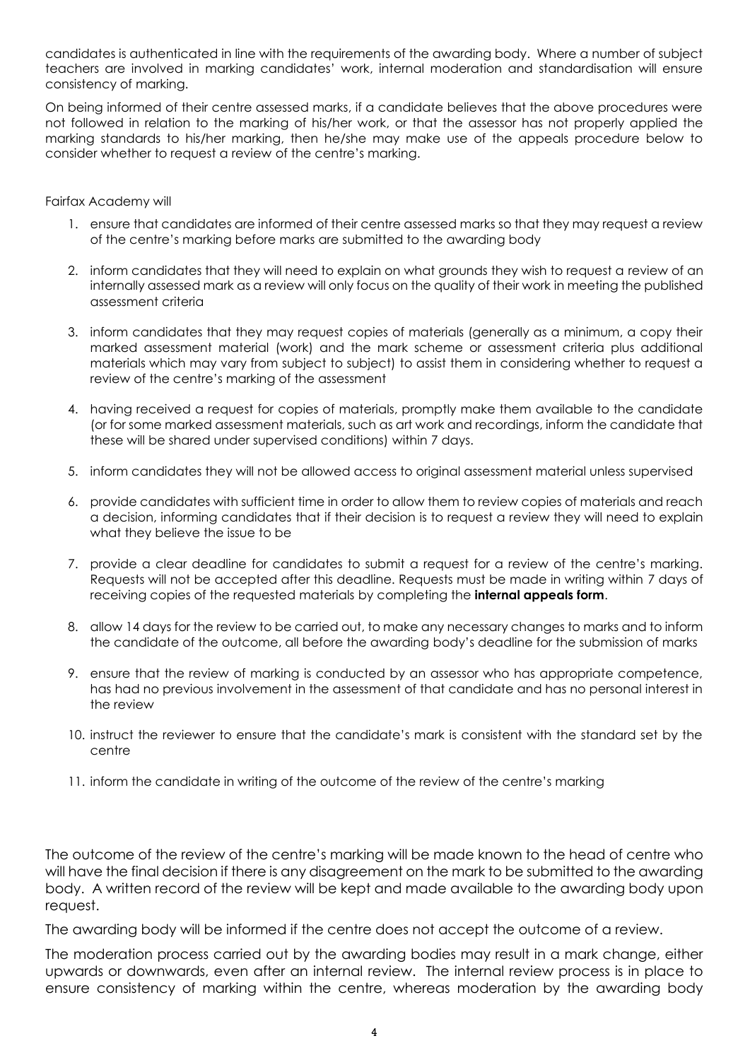candidates is authenticated in line with the requirements of the awarding body. Where a number of subject teachers are involved in marking candidates' work, internal moderation and standardisation will ensure consistency of marking.

On being informed of their centre assessed marks, if a candidate believes that the above procedures were not followed in relation to the marking of his/her work, or that the assessor has not properly applied the marking standards to his/her marking, then he/she may make use of the appeals procedure below to consider whether to request a review of the centre's marking.

Fairfax Academy will

1. ensure that candidates are informed of their centre assessed marks so that they may request a review of the centre's marking before marks are submitted to the awarding body
2. inform candidates that they will need to explain on what grounds they wish to request a review of an internally assessed mark as a review will only focus on the quality of their work in meeting the published assessment criteria
3. inform candidates that they may request copies of materials (generally as a minimum, a copy their marked assessment material (work) and the mark scheme or assessment criteria plus additional materials which may vary from subject to subject) to assist them in considering whether to request a review of the centre's marking of the assessment
4. having received a request for copies of materials, promptly make them available to the candidate (or for some marked assessment materials, such as art work and recordings, inform the candidate that these will be shared under supervised conditions) within 7 days.
5. inform candidates they will not be allowed access to original assessment material unless supervised
6. provide candidates with sufficient time in order to allow them to review copies of materials and reach a decision, informing candidates that if their decision is to request a review they will need to explain what they believe the issue to be
7. provide a clear deadline for candidates to submit a request for a review of the centre's marking. Requests will not be accepted after this deadline. Requests must be made in writing within 7 days of receiving copies of the requested materials by completing the **internal appeals form**.
8. allow 14 days for the review to be carried out, to make any necessary changes to marks and to inform the candidate of the outcome, all before the awarding body's deadline for the submission of marks
9. ensure that the review of marking is conducted by an assessor who has appropriate competence, has had no previous involvement in the assessment of that candidate and has no personal interest in the review
10. instruct the reviewer to ensure that the candidate's mark is consistent with the standard set by the centre
11. inform the candidate in writing of the outcome of the review of the centre's marking

The outcome of the review of the centre's marking will be made known to the head of centre who will have the final decision if there is any disagreement on the mark to be submitted to the awarding body. A written record of the review will be kept and made available to the awarding body upon request.

The awarding body will be informed if the centre does not accept the outcome of a review.

The moderation process carried out by the awarding bodies may result in a mark change, either upwards or downwards, even after an internal review. The internal review process is in place to ensure consistency of marking within the centre, whereas moderation by the awarding body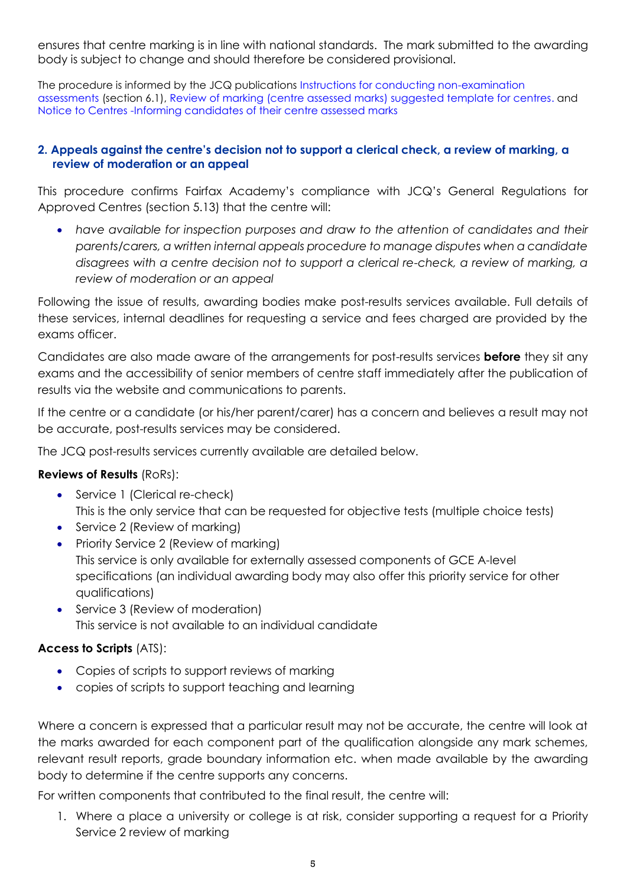ensures that centre marking is in line with national standards. The mark submitted to the awarding body is subject to change and should therefore be considered provisional.

The procedure is informed by the JCQ publications Instructions for conducting non-examination assessments (section 6.1), Review of marking (centre assessed marks) suggested template for centres. and Notice to Centres -Informing candidates of their centre assessed marks

## 2. Appeals against the centre's decision not to support a clerical check, a review of marking, a review of moderation or an appeal

This procedure confirms Fairfax Academy's compliance with JCQ's General Regulations for Approved Centres (section 5.13) that the centre will:

- *have available for inspection purposes and draw to the attention of candidates and their parents/carers, a written internal appeals procedure to manage disputes when a candidate disagrees with a centre decision not to support a clerical re-check, a review of marking, a review of moderation or an appeal*

Following the issue of results, awarding bodies make post-results services available. Full details of these services, internal deadlines for requesting a service and fees charged are provided by the exams officer.

Candidates are also made aware of the arrangements for post-results services **before** they sit any exams and the accessibility of senior members of centre staff immediately after the publication of results via the website and communications to parents.

If the centre or a candidate (or his/her parent/carer) has a concern and believes a result may not be accurate, post-results services may be considered.

The JCQ post-results services currently available are detailed below.

**Reviews of Results** (RoRs):

- Service 1 (Clerical re-check)
  This is the only service that can be requested for objective tests (multiple choice tests)
- Service 2 (Review of marking)
- Priority Service 2 (Review of marking)
  This service is only available for externally assessed components of GCE A-level specifications (an individual awarding body may also offer this priority service for other qualifications)
- Service 3 (Review of moderation)
  This service is not available to an individual candidate

**Access to Scripts** (ATS):

- Copies of scripts to support reviews of marking
- copies of scripts to support teaching and learning

Where a concern is expressed that a particular result may not be accurate, the centre will look at the marks awarded for each component part of the qualification alongside any mark schemes, relevant result reports, grade boundary information etc. when made available by the awarding body to determine if the centre supports any concerns.

For written components that contributed to the final result, the centre will:

1. Where a place a university or college is at risk, consider supporting a request for a Priority Service 2 review of marking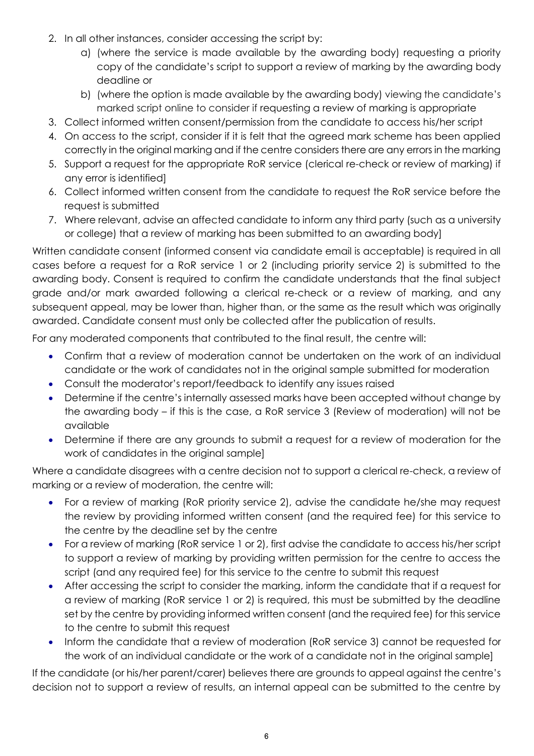2. In all other instances, consider accessing the script by:
    a) (where the service is made available by the awarding body) requesting a priority copy of the candidate's script to support a review of marking by the awarding body deadline or
    b) (where the option is made available by the awarding body) viewing the candidate's marked script online to consider if requesting a review of marking is appropriate
3. Collect informed written consent/permission from the candidate to access his/her script
4. On access to the script, consider if it is felt that the agreed mark scheme has been applied correctly in the original marking and if the centre considers there are any errors in the marking
5. Support a request for the appropriate RoR service (clerical re-check or review of marking) if any error is identified]
6. Collect informed written consent from the candidate to request the RoR service before the request is submitted
7. Where relevant, advise an affected candidate to inform any third party (such as a university or college) that a review of marking has been submitted to an awarding body]

Written candidate consent (informed consent via candidate email is acceptable) is required in all cases before a request for a RoR service 1 or 2 (including priority service 2) is submitted to the awarding body. Consent is required to confirm the candidate understands that the final subject grade and/or mark awarded following a clerical re-check or a review of marking, and any subsequent appeal, may be lower than, higher than, or the same as the result which was originally awarded. Candidate consent must only be collected after the publication of results.

For any moderated components that contributed to the final result, the centre will:

- Confirm that a review of moderation cannot be undertaken on the work of an individual candidate or the work of candidates not in the original sample submitted for moderation
- Consult the moderator's report/feedback to identify any issues raised
- Determine if the centre's internally assessed marks have been accepted without change by the awarding body – if this is the case, a RoR service 3 (Review of moderation) will not be available
- Determine if there are any grounds to submit a request for a review of moderation for the work of candidates in the original sample]

Where a candidate disagrees with a centre decision not to support a clerical re-check, a review of marking or a review of moderation, the centre will:

- For a review of marking (RoR priority service 2), advise the candidate he/she may request the review by providing informed written consent (and the required fee) for this service to the centre by the deadline set by the centre
- For a review of marking (RoR service 1 or 2), first advise the candidate to access his/her script to support a review of marking by providing written permission for the centre to access the script (and any required fee) for this service to the centre to submit this request
- After accessing the script to consider the marking, inform the candidate that if a request for a review of marking (RoR service 1 or 2) is required, this must be submitted by the deadline set by the centre by providing informed written consent (and the required fee) for this service to the centre to submit this request
- Inform the candidate that a review of moderation (RoR service 3) cannot be requested for the work of an individual candidate or the work of a candidate not in the original sample]

If the candidate (or his/her parent/carer) believes there are grounds to appeal against the centre's decision not to support a review of results, an internal appeal can be submitted to the centre by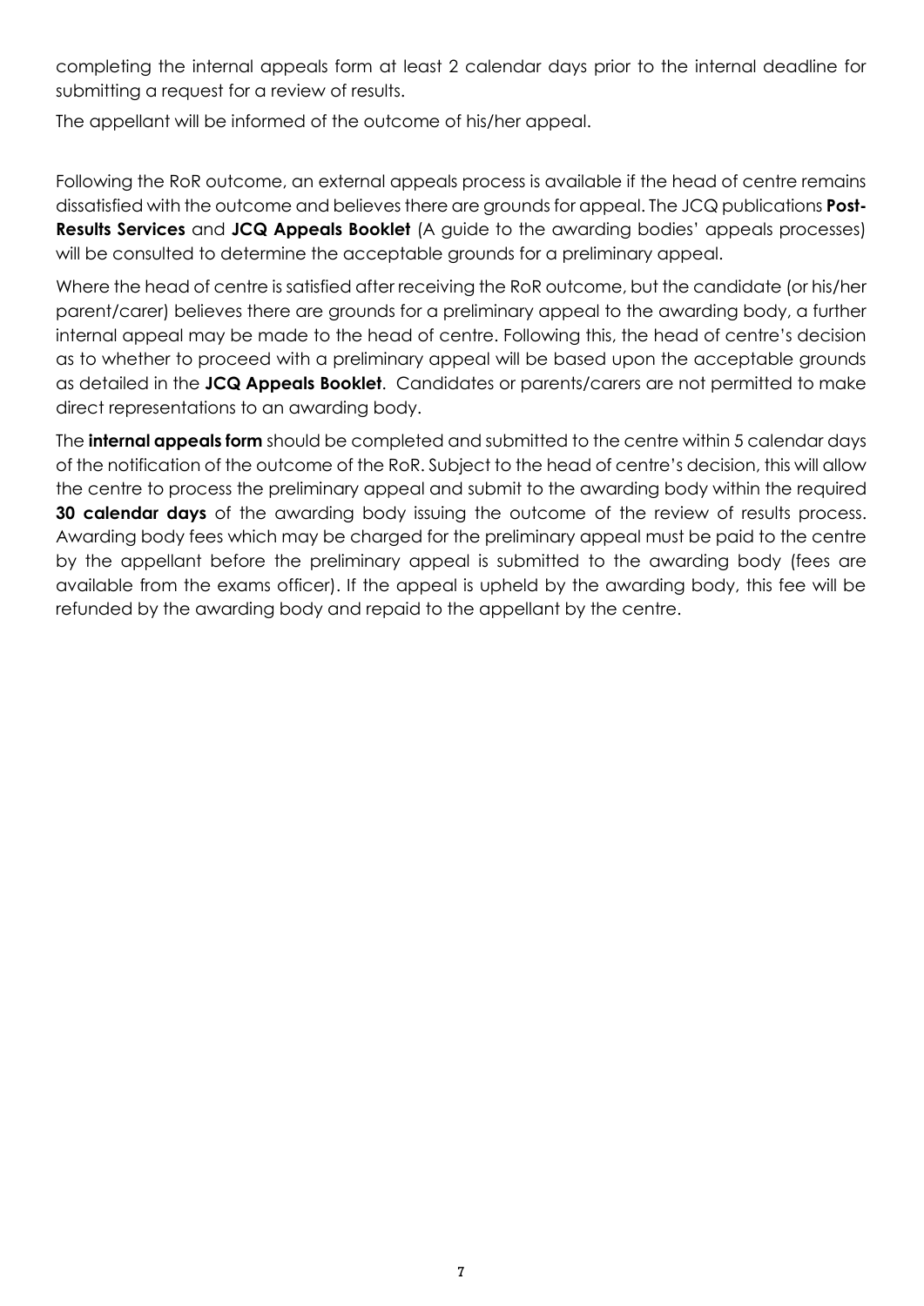completing the internal appeals form at least 2 calendar days prior to the internal deadline for submitting a request for a review of results.

The appellant will be informed of the outcome of his/her appeal.

Following the RoR outcome, an external appeals process is available if the head of centre remains dissatisfied with the outcome and believes there are grounds for appeal. The JCQ publications **Post-Results Services** and **JCQ Appeals Booklet** (A guide to the awarding bodies' appeals processes) will be consulted to determine the acceptable grounds for a preliminary appeal.

Where the head of centre is satisfied after receiving the RoR outcome, but the candidate (or his/her parent/carer) believes there are grounds for a preliminary appeal to the awarding body, a further internal appeal may be made to the head of centre. Following this, the head of centre's decision as to whether to proceed with a preliminary appeal will be based upon the acceptable grounds as detailed in the **JCQ Appeals Booklet**. Candidates or parents/carers are not permitted to make direct representations to an awarding body.

The **internal appeals form** should be completed and submitted to the centre within 5 calendar days of the notification of the outcome of the RoR. Subject to the head of centre's decision, this will allow the centre to process the preliminary appeal and submit to the awarding body within the required **30 calendar days** of the awarding body issuing the outcome of the review of results process. Awarding body fees which may be charged for the preliminary appeal must be paid to the centre by the appellant before the preliminary appeal is submitted to the awarding body (fees are available from the exams officer). If the appeal is upheld by the awarding body, this fee will be refunded by the awarding body and repaid to the appellant by the centre.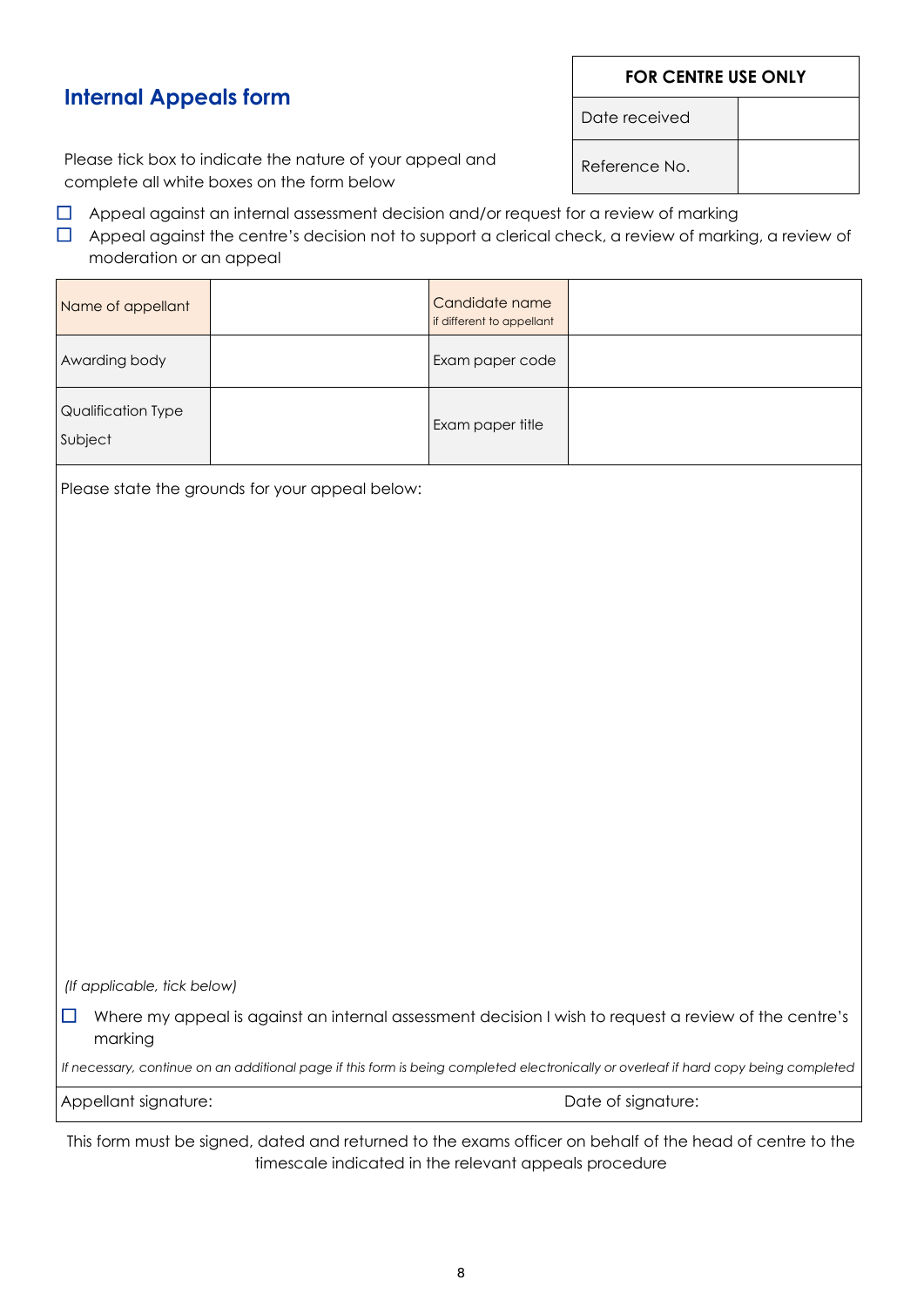## Internal Appeals form

| FOR CENTRE USE ONLY | |
|---|---|
| Date received | |
| Reference No. | |

Please tick box to indicate the nature of your appeal and complete all white boxes on the form below

- ☐ Appeal against an internal assessment decision and/or request for a review of marking
- ☐ Appeal against the centre's decision not to support a clerical check, a review of marking, a review of moderation or an appeal

| Name of appellant | | Candidate name *if different to appellant* | |
|---|---|---|---|
| Awarding body | | Exam paper code | |
| Qualification Type<br>Subject | | Exam paper title | |

Please state the grounds for your appeal below:

*(If applicable, tick below)*

☐ Where my appeal is against an internal assessment decision I wish to request a review of the centre's marking

*If necessary, continue on an additional page if this form is being completed electronically or overleaf if hard copy being completed*

Appellant signature: Date of signature:

This form must be signed, dated and returned to the exams officer on behalf of the head of centre to the timescale indicated in the relevant appeals procedure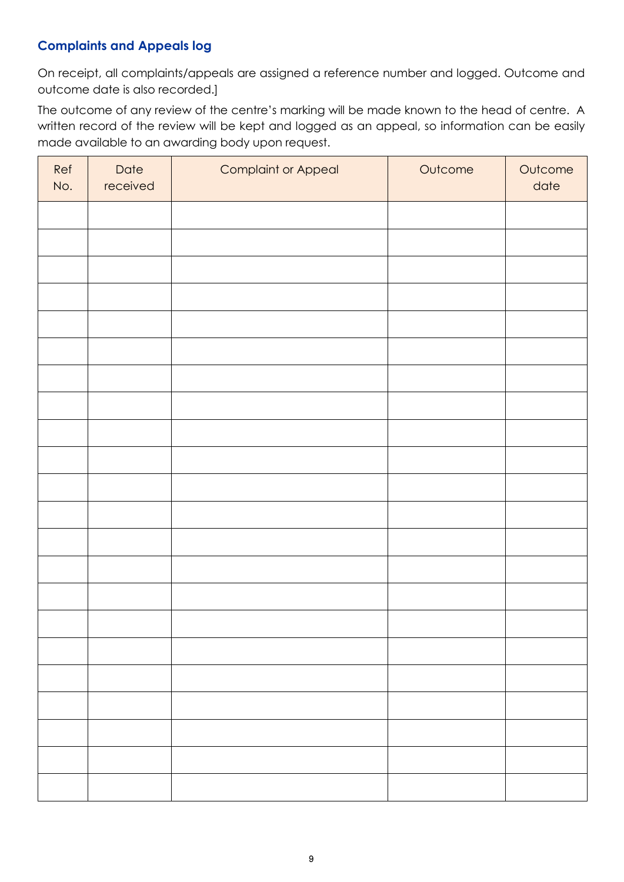## Complaints and Appeals log

On receipt, all complaints/appeals are assigned a reference number and logged. Outcome and outcome date is also recorded.]

The outcome of any review of the centre's marking will be made known to the head of centre. A written record of the review will be kept and logged as an appeal, so information can be easily made available to an awarding body upon request.

| Ref No. | Date received | Complaint or Appeal | Outcome | Outcome date |
|---|---|---|---|---|
| | | | | |
| | | | | |
| | | | | |
| | | | | |
| | | | | |
| | | | | |
| | | | | |
| | | | | |
| | | | | |
| | | | | |
| | | | | |
| | | | | |
| | | | | |
| | | | | |
| | | | | |
| | | | | |
| | | | | |
| | | | | |
| | | | | |
| | | | | |
| | | | | |
| | | | | |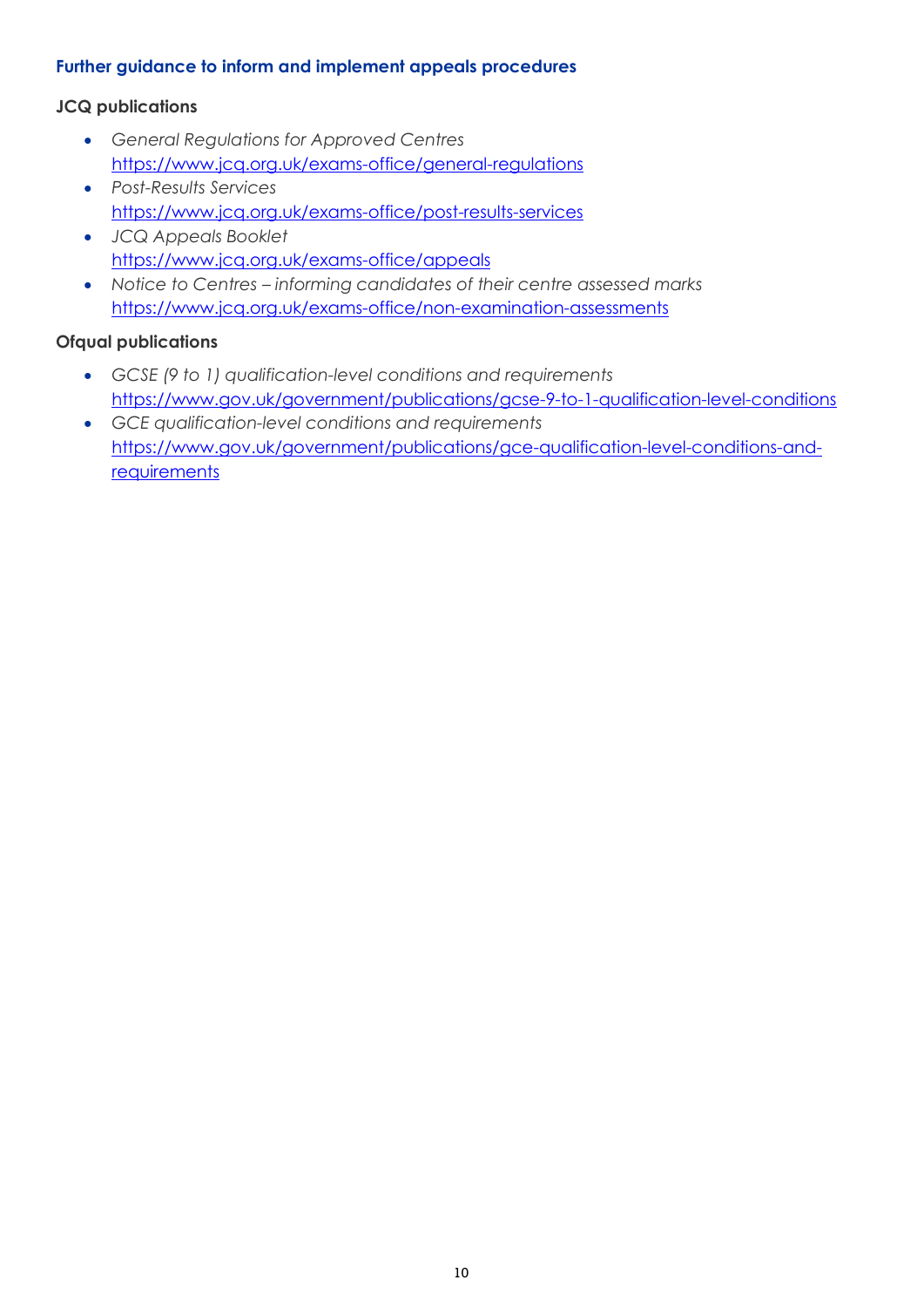## Further guidance to inform and implement appeals procedures

### JCQ publications

- *General Regulations for Approved Centres*
  https://www.jcq.org.uk/exams-office/general-regulations
- *Post-Results Services*
  https://www.jcq.org.uk/exams-office/post-results-services
- *JCQ Appeals Booklet*
  https://www.jcq.org.uk/exams-office/appeals
- *Notice to Centres – informing candidates of their centre assessed marks*
  https://www.jcq.org.uk/exams-office/non-examination-assessments

### Ofqual publications

- *GCSE (9 to 1) qualification-level conditions and requirements*
  https://www.gov.uk/government/publications/gcse-9-to-1-qualification-level-conditions
- *GCE qualification-level conditions and requirements*
  https://www.gov.uk/government/publications/gce-qualification-level-conditions-and-requirements